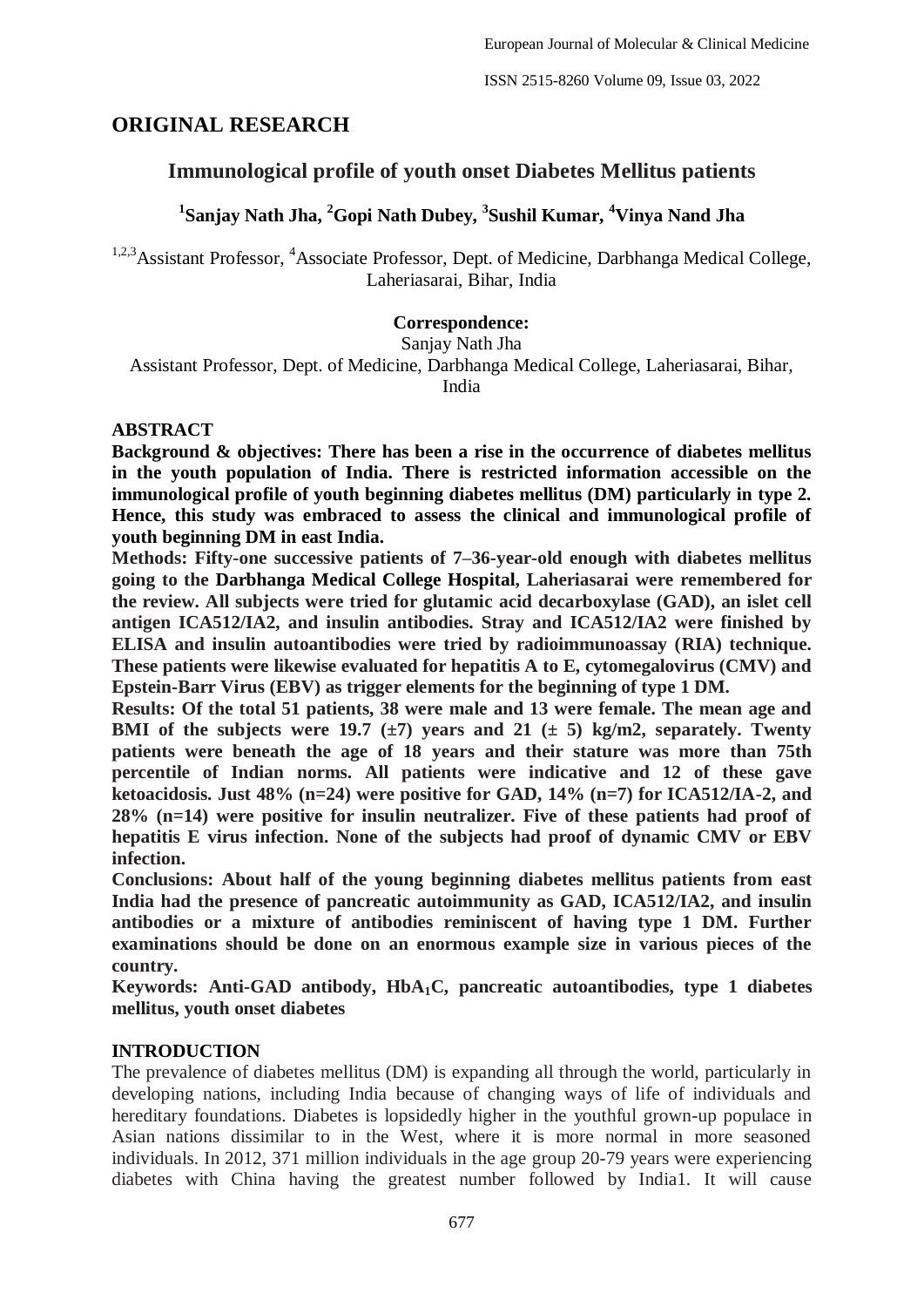## ORIGINAL RESEARCH

# Immunological profile of youth onset Diabetes Mellitus patients

**[1]Sanjay Nath Jha, [2]Gopi Nath Dubey, [3]Sushil Kumar, [4]Vinya Nand Jha**

[1,2,3]Assistant Professor, [4]Associate Professor, Dept. of Medicine, Darbhanga Medical College, Laheriasarai, Bihar, India

**Correspondence:**
Sanjay Nath Jha
Assistant Professor, Dept. of Medicine, Darbhanga Medical College, Laheriasarai, Bihar, India

## ABSTRACT

**Background & objectives: There has been a rise in the occurrence of diabetes mellitus in the youth population of India. There is restricted information accessible on the immunological profile of youth beginning diabetes mellitus (DM) particularly in type 2. Hence, this study was embraced to assess the clinical and immunological profile of youth beginning DM in east India.**

**Methods: Fifty-one successive patients of 7–36-year-old enough with diabetes mellitus going to the Darbhanga Medical College Hospital, Laheriasarai were remembered for the review. All subjects were tried for glutamic acid decarboxylase (GAD), an islet cell antigen ICA512/IA2, and insulin antibodies. Stray and ICA512/IA2 were finished by ELISA and insulin autoantibodies were tried by radioimmunoassay (RIA) technique. These patients were likewise evaluated for hepatitis A to E, cytomegalovirus (CMV) and Epstein-Barr Virus (EBV) as trigger elements for the beginning of type 1 DM.**

**Results: Of the total 51 patients, 38 were male and 13 were female. The mean age and BMI of the subjects were 19.7 (±7) years and 21 (± 5) kg/m2, separately. Twenty patients were beneath the age of 18 years and their stature was more than 75th percentile of Indian norms. All patients were indicative and 12 of these gave ketoacidosis. Just 48% (n=24) were positive for GAD, 14% (n=7) for ICA512/IA-2, and 28% (n=14) were positive for insulin neutralizer. Five of these patients had proof of hepatitis E virus infection. None of the subjects had proof of dynamic CMV or EBV infection.**

**Conclusions: About half of the young beginning diabetes mellitus patients from east India had the presence of pancreatic autoimmunity as GAD, ICA512/IA2, and insulin antibodies or a mixture of antibodies reminiscent of having type 1 DM. Further examinations should be done on an enormous example size in various pieces of the country.**

**Keywords: Anti-GAD antibody, $HbA_1C$, pancreatic autoantibodies, type 1 diabetes mellitus, youth onset diabetes**

## INTRODUCTION

The prevalence of diabetes mellitus (DM) is expanding all through the world, particularly in developing nations, including India because of changing ways of life of individuals and hereditary foundations. Diabetes is lopsidedly higher in the youthful grown-up populace in Asian nations dissimilar to in the West, where it is more normal in more seasoned individuals. In 2012, 371 million individuals in the age group 20-79 years were experiencing diabetes with China having the greatest number followed by India1. It will cause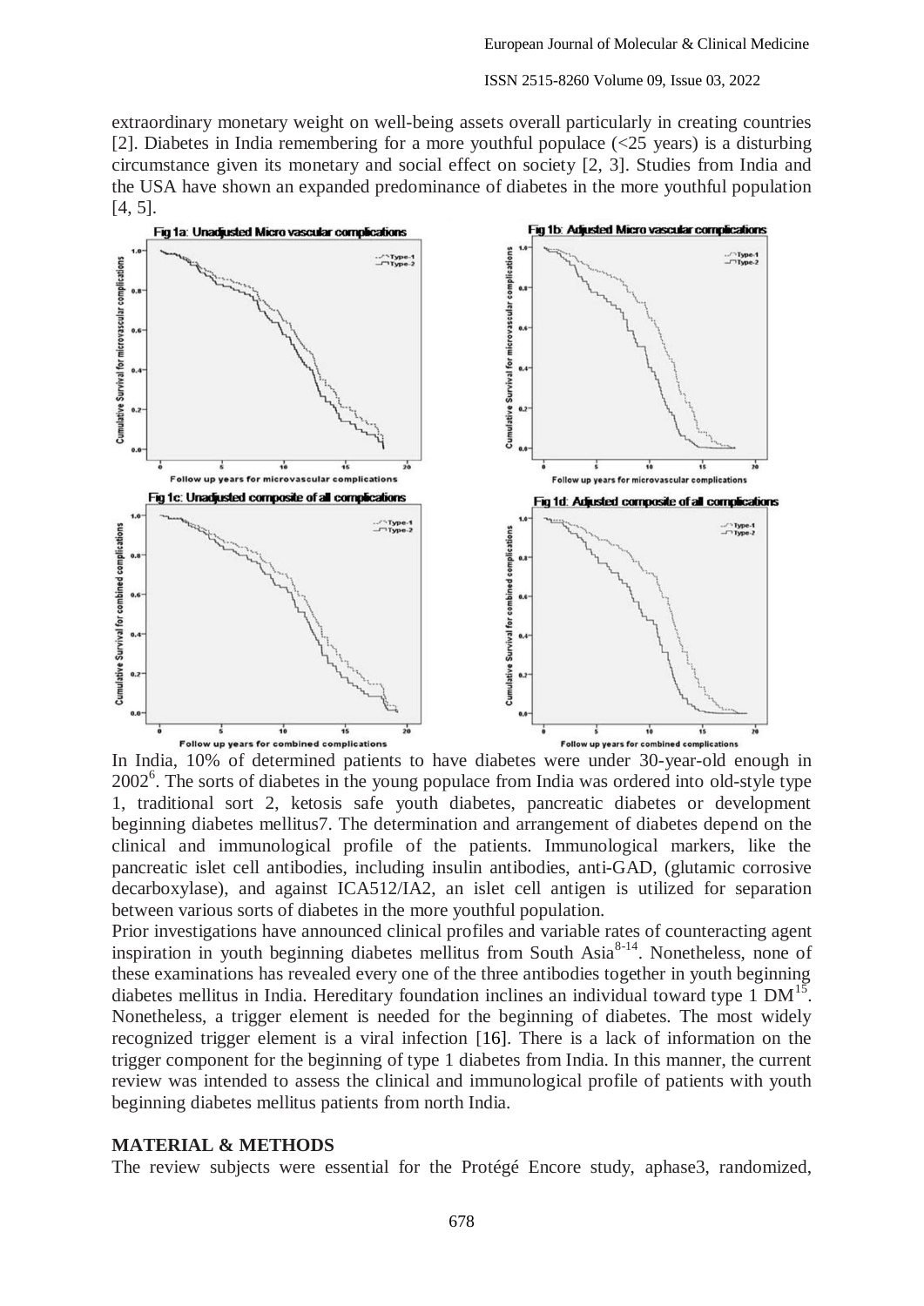extraordinary monetary weight on well-being assets overall particularly in creating countries [2]. Diabetes in India remembering for a more youthful populace (<25 years) is a disturbing circumstance given its monetary and social effect on society [2, 3]. Studies from India and the USA have shown an expanded predominance of diabetes in the more youthful population [4, 5].

In India, 10% of determined patients to have diabetes were under 30-year-old enough in 2002[6]. The sorts of diabetes in the young populace from India was ordered into old-style type 1, traditional sort 2, ketosis safe youth diabetes, pancreatic diabetes or development beginning diabetes mellitus7. The determination and arrangement of diabetes depend on the clinical and immunological profile of the patients. Immunological markers, like the pancreatic islet cell antibodies, including insulin antibodies, anti-GAD, (glutamic corrosive decarboxylase), and against ICA512/IA2, an islet cell antigen is utilized for separation between various sorts of diabetes in the more youthful population.

Prior investigations have announced clinical profiles and variable rates of counteracting agent inspiration in youth beginning diabetes mellitus from South Asia[8-14]. Nonetheless, none of these examinations has revealed every one of the three antibodies together in youth beginning diabetes mellitus in India. Hereditary foundation inclines an individual toward type 1 DM[15]. Nonetheless, a trigger element is needed for the beginning of diabetes. The most widely recognized trigger element is a viral infection [16]. There is a lack of information on the trigger component for the beginning of type 1 diabetes from India. In this manner, the current review was intended to assess the clinical and immunological profile of patients with youth beginning diabetes mellitus patients from north India.

## MATERIAL & METHODS

The review subjects were essential for the Protégé Encore study, aphase3, randomized,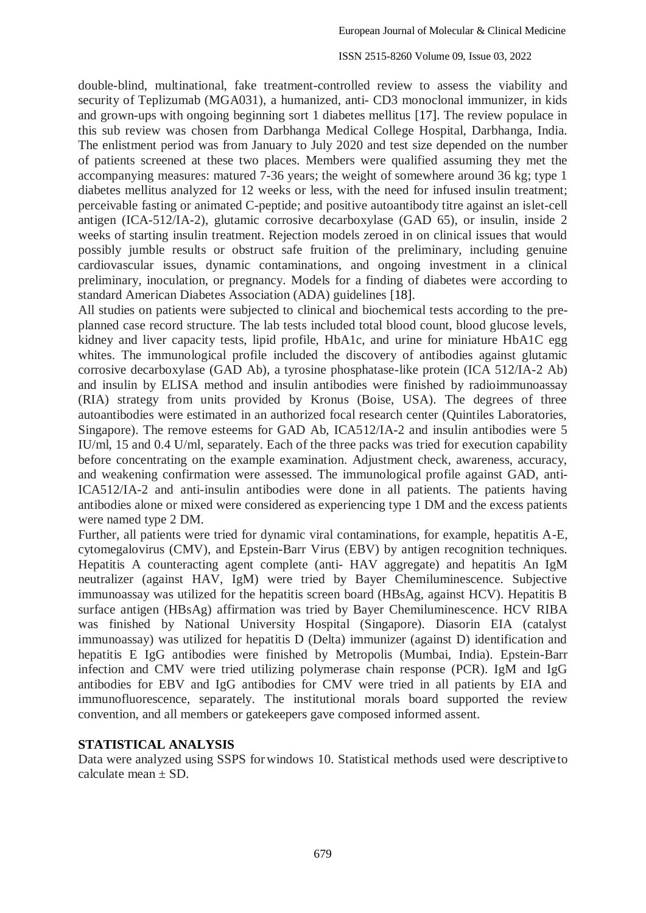double-blind, multinational, fake treatment-controlled review to assess the viability and security of Teplizumab (MGA031), a humanized, anti- CD3 monoclonal immunizer, in kids and grown-ups with ongoing beginning sort 1 diabetes mellitus [17]. The review populace in this sub review was chosen from Darbhanga Medical College Hospital, Darbhanga, India. The enlistment period was from January to July 2020 and test size depended on the number of patients screened at these two places. Members were qualified assuming they met the accompanying measures: matured 7-36 years; the weight of somewhere around 36 kg; type 1 diabetes mellitus analyzed for 12 weeks or less, with the need for infused insulin treatment; perceivable fasting or animated C-peptide; and positive autoantibody titre against an islet-cell antigen (ICA-512/IA-2), glutamic corrosive decarboxylase (GAD 65), or insulin, inside 2 weeks of starting insulin treatment. Rejection models zeroed in on clinical issues that would possibly jumble results or obstruct safe fruition of the preliminary, including genuine cardiovascular issues, dynamic contaminations, and ongoing investment in a clinical preliminary, inoculation, or pregnancy. Models for a finding of diabetes were according to standard American Diabetes Association (ADA) guidelines [18].

All studies on patients were subjected to clinical and biochemical tests according to the pre-planned case record structure. The lab tests included total blood count, blood glucose levels, kidney and liver capacity tests, lipid profile, HbA1c, and urine for miniature HbA1C egg whites. The immunological profile included the discovery of antibodies against glutamic corrosive decarboxylase (GAD Ab), a tyrosine phosphatase-like protein (ICA 512/IA-2 Ab) and insulin by ELISA method and insulin antibodies were finished by radioimmunoassay (RIA) strategy from units provided by Kronus (Boise, USA). The degrees of three autoantibodies were estimated in an authorized focal research center (Quintiles Laboratories, Singapore). The remove esteems for GAD Ab, ICA512/IA-2 and insulin antibodies were 5 IU/ml, 15 and 0.4 U/ml, separately. Each of the three packs was tried for execution capability before concentrating on the example examination. Adjustment check, awareness, accuracy, and weakening confirmation were assessed. The immunological profile against GAD, anti-ICA512/IA-2 and anti-insulin antibodies were done in all patients. The patients having antibodies alone or mixed were considered as experiencing type 1 DM and the excess patients were named type 2 DM.

Further, all patients were tried for dynamic viral contaminations, for example, hepatitis A-E, cytomegalovirus (CMV), and Epstein-Barr Virus (EBV) by antigen recognition techniques. Hepatitis A counteracting agent complete (anti- HAV aggregate) and hepatitis An IgM neutralizer (against HAV, IgM) were tried by Bayer Chemiluminescence. Subjective immunoassay was utilized for the hepatitis screen board (HBsAg, against HCV). Hepatitis B surface antigen (HBsAg) affirmation was tried by Bayer Chemiluminescence. HCV RIBA was finished by National University Hospital (Singapore). Diasorin EIA (catalyst immunoassay) was utilized for hepatitis D (Delta) immunizer (against D) identification and hepatitis E IgG antibodies were finished by Metropolis (Mumbai, India). Epstein-Barr infection and CMV were tried utilizing polymerase chain response (PCR). IgM and IgG antibodies for EBV and IgG antibodies for CMV were tried in all patients by EIA and immunofluorescence, separately. The institutional morals board supported the review convention, and all members or gatekeepers gave composed informed assent.

## STATISTICAL ANALYSIS

Data were analyzed using SSPS for windows 10. Statistical methods used were descriptive to calculate mean ± SD.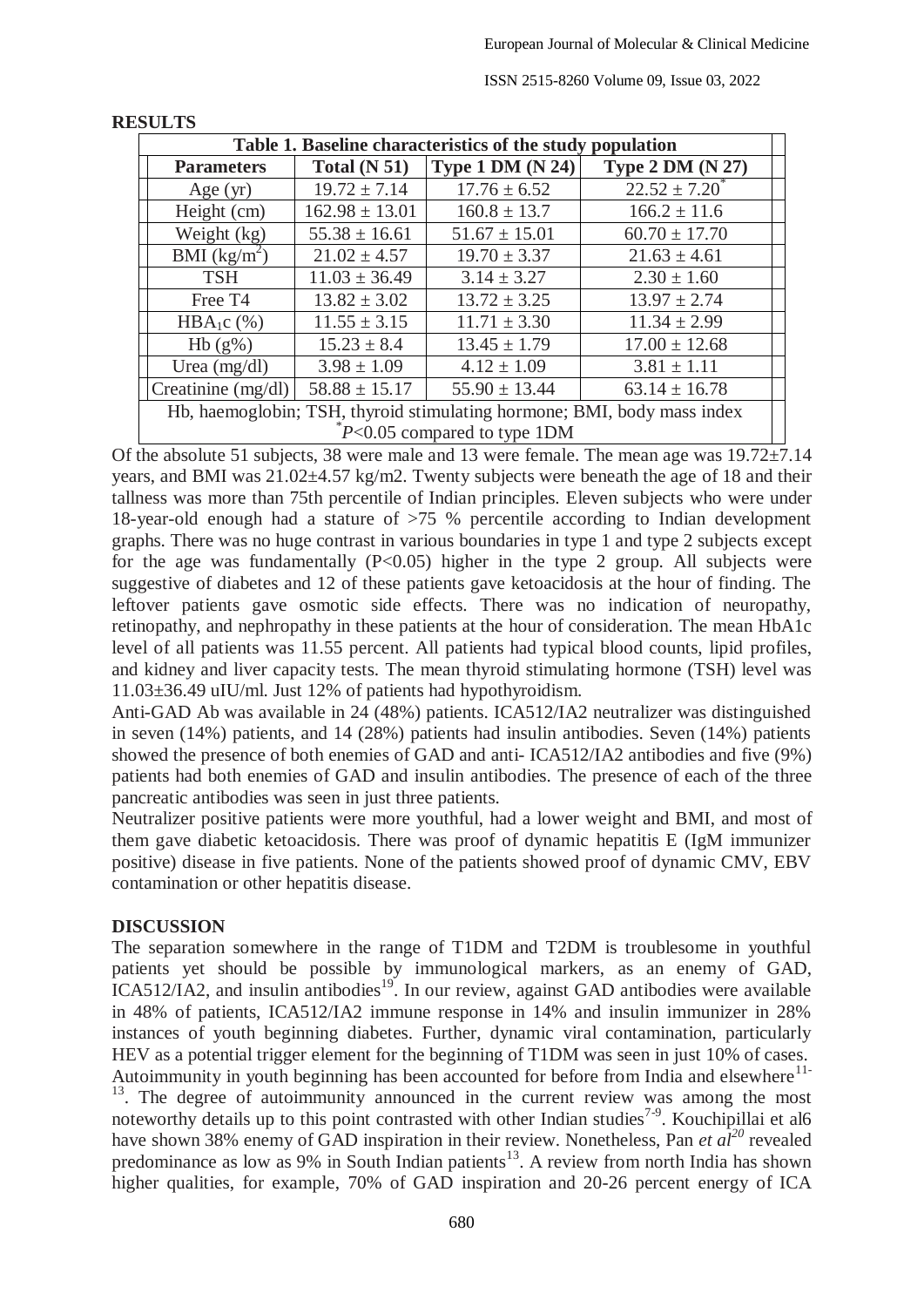## RESULTS

| Table 1. Baseline characteristics of the study population | | | |
|---|---|---|---|
| **Parameters** | **Total (N 51)** | **Type 1 DM (N 24)** | **Type 2 DM (N 27)** |
| Age (yr) | 19.72 ± 7.14 | 17.76 ± 6.52 | 22.52 ± 7.20* |
| Height (cm) | 162.98 ± 13.01 | 160.8 ± 13.7 | 166.2 ± 11.6 |
| Weight (kg) | 55.38 ± 16.61 | 51.67 ± 15.01 | 60.70 ± 17.70 |
| BMI ($kg/m^2$) | 21.02 ± 4.57 | 19.70 ± 3.37 | 21.63 ± 4.61 |
| TSH | 11.03 ± 36.49 | 3.14 ± 3.27 | 2.30 ± 1.60 |
| Free T4 | 13.82 ± 3.02 | 13.72 ± 3.25 | 13.97 ± 2.74 |
| $HBA_1c$ (%) | 11.55 ± 3.15 | 11.71 ± 3.30 | 11.34 ± 2.99 |
| Hb (g%) | 15.23 ± 8.4 | 13.45 ± 1.79 | 17.00 ± 12.68 |
| Urea (mg/dl) | 3.98 ± 1.09 | 4.12 ± 1.09 | 3.81 ± 1.11 |
| Creatinine (mg/dl) | 58.88 ± 15.17 | 55.90 ± 13.44 | 63.14 ± 16.78 |

Hb, haemoglobin; TSH, thyroid stimulating hormone; BMI, body mass index
*$P$<0.05 compared to type 1DM

Of the absolute 51 subjects, 38 were male and 13 were female. The mean age was 19.72±7.14 years, and BMI was 21.02±4.57 kg/m2. Twenty subjects were beneath the age of 18 and their tallness was more than 75th percentile of Indian principles. Eleven subjects who were under 18-year-old enough had a stature of >75 % percentile according to Indian development graphs. There was no huge contrast in various boundaries in type 1 and type 2 subjects except for the age was fundamentally (P<0.05) higher in the type 2 group. All subjects were suggestive of diabetes and 12 of these patients gave ketoacidosis at the hour of finding. The leftover patients gave osmotic side effects. There was no indication of neuropathy, retinopathy, and nephropathy in these patients at the hour of consideration. The mean HbA1c level of all patients was 11.55 percent. All patients had typical blood counts, lipid profiles, and kidney and liver capacity tests. The mean thyroid stimulating hormone (TSH) level was 11.03±36.49 uIU/ml. Just 12% of patients had hypothyroidism.

Anti-GAD Ab was available in 24 (48%) patients. ICA512/IA2 neutralizer was distinguished in seven (14%) patients, and 14 (28%) patients had insulin antibodies. Seven (14%) patients showed the presence of both enemies of GAD and anti- ICA512/IA2 antibodies and five (9%) patients had both enemies of GAD and insulin antibodies. The presence of each of the three pancreatic antibodies was seen in just three patients.

Neutralizer positive patients were more youthful, had a lower weight and BMI, and most of them gave diabetic ketoacidosis. There was proof of dynamic hepatitis E (IgM immunizer positive) disease in five patients. None of the patients showed proof of dynamic CMV, EBV contamination or other hepatitis disease.

## DISCUSSION

The separation somewhere in the range of T1DM and T2DM is troublesome in youthful patients yet should be possible by immunological markers, as an enemy of GAD, ICA512/IA2, and insulin antibodies[19]. In our review, against GAD antibodies were available in 48% of patients, ICA512/IA2 immune response in 14% and insulin immunizer in 28% instances of youth beginning diabetes. Further, dynamic viral contamination, particularly HEV as a potential trigger element for the beginning of T1DM was seen in just 10% of cases. Autoimmunity in youth beginning has been accounted for before from India and elsewhere[11-13]. The degree of autoimmunity announced in the current review was among the most noteworthy details up to this point contrasted with other Indian studies[7-9]. Kouchipillai et al6 have shown 38% enemy of GAD inspiration in their review. Nonetheless, Pan *et al*[20] revealed predominance as low as 9% in South Indian patients[13]. A review from north India has shown higher qualities, for example, 70% of GAD inspiration and 20-26 percent energy of ICA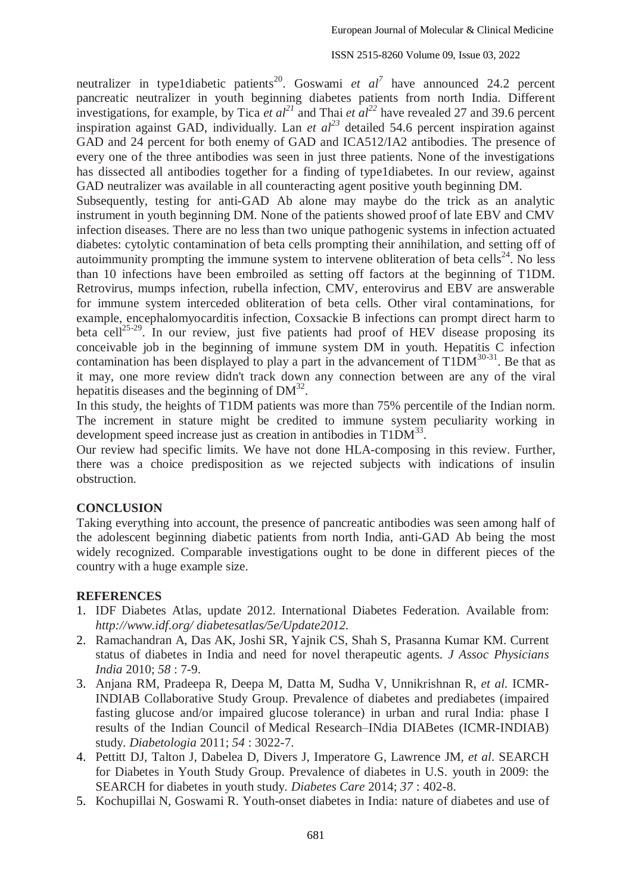neutralizer in type1diabetic patients[20]. Goswami *et al*[7] have announced 24.2 percent pancreatic neutralizer in youth beginning diabetes patients from north India. Different investigations, for example, by Tica *et al*[21] and Thai *et al*[22] have revealed 27 and 39.6 percent inspiration against GAD, individually. Lan *et al*[23] detailed 54.6 percent inspiration against GAD and 24 percent for both enemy of GAD and ICA512/IA2 antibodies. The presence of every one of the three antibodies was seen in just three patients. None of the investigations has dissected all antibodies together for a finding of type1diabetes. In our review, against GAD neutralizer was available in all counteracting agent positive youth beginning DM.

Subsequently, testing for anti-GAD Ab alone may maybe do the trick as an analytic instrument in youth beginning DM. None of the patients showed proof of late EBV and CMV infection diseases. There are no less than two unique pathogenic systems in infection actuated diabetes: cytolytic contamination of beta cells prompting their annihilation, and setting off of autoimmunity prompting the immune system to intervene obliteration of beta cells[24]. No less than 10 infections have been embroiled as setting off factors at the beginning of T1DM. Retrovirus, mumps infection, rubella infection, CMV, enterovirus and EBV are answerable for immune system interceded obliteration of beta cells. Other viral contaminations, for example, encephalomyocarditis infection, Coxsackie B infections can prompt direct harm to beta cell[25-29]. In our review, just five patients had proof of HEV disease proposing its conceivable job in the beginning of immune system DM in youth. Hepatitis C infection contamination has been displayed to play a part in the advancement of T1DM[30-31]. Be that as it may, one more review didn't track down any connection between are any of the viral hepatitis diseases and the beginning of DM[32].

In this study, the heights of T1DM patients was more than 75% percentile of the Indian norm. The increment in stature might be credited to immune system peculiarity working in development speed increase just as creation in antibodies in T1DM[33].

Our review had specific limits. We have not done HLA-composing in this review. Further, there was a choice predisposition as we rejected subjects with indications of insulin obstruction.

## CONCLUSION

Taking everything into account, the presence of pancreatic antibodies was seen among half of the adolescent beginning diabetic patients from north India, anti-GAD Ab being the most widely recognized. Comparable investigations ought to be done in different pieces of the country with a huge example size.

## REFERENCES

1. IDF Diabetes Atlas, update 2012. International Diabetes Federation. Available from: *http://www.idf.org/ diabetesatlas/5e/Update2012.*
2. Ramachandran A, Das AK, Joshi SR, Yajnik CS, Shah S, Prasanna Kumar KM. Current status of diabetes in India and need for novel therapeutic agents. *J Assoc Physicians India* 2010; *58* : 7-9.
3. Anjana RM, Pradeepa R, Deepa M, Datta M, Sudha V, Unnikrishnan R, *et al.* ICMR-INDIAB Collaborative Study Group. Prevalence of diabetes and prediabetes (impaired fasting glucose and/or impaired glucose tolerance) in urban and rural India: phase I results of the Indian Council of Medical Research–INdia DIABetes (ICMR-INDIAB) study. *Diabetologia* 2011; *54* : 3022-7.
4. Pettitt DJ, Talton J, Dabelea D, Divers J, Imperatore G, Lawrence JM, *et al.* SEARCH for Diabetes in Youth Study Group. Prevalence of diabetes in U.S. youth in 2009: the SEARCH for diabetes in youth study. *Diabetes Care* 2014; *37* : 402-8.
5. Kochupillai N, Goswami R. Youth-onset diabetes in India: nature of diabetes and use of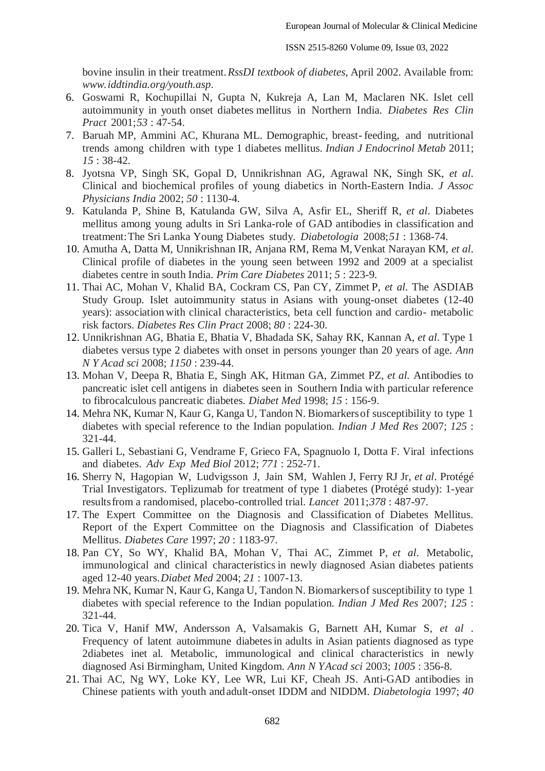bovine insulin in their treatment. *RssDI textbook of diabetes*, April 2002. Available from: *www.iddtindia.org/youth.asp*.

6. Goswami R, Kochupillai N, Gupta N, Kukreja A, Lan M, Maclaren NK. Islet cell autoimmunity in youth onset diabetes mellitus in Northern India. *Diabetes Res Clin Pract* 2001;*53* : 47-54.
7. Baruah MP, Ammini AC, Khurana ML. Demographic, breast- feeding, and nutritional trends among children with type 1 diabetes mellitus. *Indian J Endocrinol Metab* 2011; *15* : 38-42.
8. Jyotsna VP, Singh SK, Gopal D, Unnikrishnan AG, Agrawal NK, Singh SK, *et al*. Clinical and biochemical profiles of young diabetics in North-Eastern India. *J Assoc Physicians India* 2002; *50* : 1130-4.
9. Katulanda P, Shine B, Katulanda GW, Silva A, Asfir EL, Sheriff R, *et al*. Diabetes mellitus among young adults in Sri Lanka-role of GAD antibodies in classification and treatment:The Sri Lanka Young Diabetes study. *Diabetologia* 2008;*51* : 1368-74.
10. Amutha A, Datta M, Unnikrishnan IR, Anjana RM, Rema M, Venkat Narayan KM, *et al*. Clinical profile of diabetes in the young seen between 1992 and 2009 at a specialist diabetes centre in south India. *Prim Care Diabetes* 2011; *5* : 223-9.
11. Thai AC, Mohan V, Khalid BA, Cockram CS, Pan CY, Zimmet P, *et al*. The ASDIAB Study Group. Islet autoimmunity status in Asians with young-onset diabetes (12-40 years): association with clinical characteristics, beta cell function and cardio- metabolic risk factors. *Diabetes Res Clin Pract* 2008; *80* : 224-30.
12. Unnikrishnan AG, Bhatia E, Bhatia V, Bhadada SK, Sahay RK, Kannan A, *et al*. Type 1 diabetes versus type 2 diabetes with onset in persons younger than 20 years of age. *Ann N Y Acad sci* 2008; *1150* : 239-44.
13. Mohan V, Deepa R, Bhatia E, Singh AK, Hitman GA, Zimmet PZ, *et al.* Antibodies to pancreatic islet cell antigens in diabetes seen in Southern India with particular reference to fibrocalculous pancreatic diabetes. *Diabet Med* 1998; *15* : 156-9.
14. Mehra NK, Kumar N, Kaur G, Kanga U, Tandon N. Biomarkers of susceptibility to type 1 diabetes with special reference to the Indian population. *Indian J Med Res* 2007; *125* : 321-44.
15. Galleri L, Sebastiani G, Vendrame F, Grieco FA, Spagnuolo I, Dotta F. Viral infections and diabetes. *Adv Exp Med Biol* 2012; *771* : 252-71.
16. Sherry N, Hagopian W, Ludvigsson J, Jain SM, Wahlen J, Ferry RJ Jr, *et al*. Protégé Trial Investigators. Teplizumab for treatment of type 1 diabetes (Protégé study): 1-year results from a randomised, placebo-controlled trial. *Lancet* 2011;*378* : 487-97.
17. The Expert Committee on the Diagnosis and Classification of Diabetes Mellitus. Report of the Expert Committee on the Diagnosis and Classification of Diabetes Mellitus. *Diabetes Care* 1997; *20* : 1183-97.
18. Pan CY, So WY, Khalid BA, Mohan V, Thai AC, Zimmet P, *et al*. Metabolic, immunological and clinical characteristics in newly diagnosed Asian diabetes patients aged 12-40 years. *Diabet Med* 2004; *21* : 1007-13.
19. Mehra NK, Kumar N, Kaur G, Kanga U, Tandon N. Biomarkers of susceptibility to type 1 diabetes with special reference to the Indian population. *Indian J Med Res* 2007; *125* : 321-44.
20. Tica V, Hanif MW, Andersson A, Valsamakis G, Barnett AH, Kumar S, *et al* . Frequency of latent autoimmune diabetes in adults in Asian patients diagnosed as type 2diabetes inet al. Metabolic, immunological and clinical characteristics in newly diagnosed Asi Birmingham, United Kingdom. *Ann N YAcad sci* 2003; *1005* : 356-8.
21. Thai AC, Ng WY, Loke KY, Lee WR, Lui KF, Cheah JS. Anti-GAD antibodies in Chinese patients with youth and adult-onset IDDM and NIDDM. *Diabetologia* 1997; *40*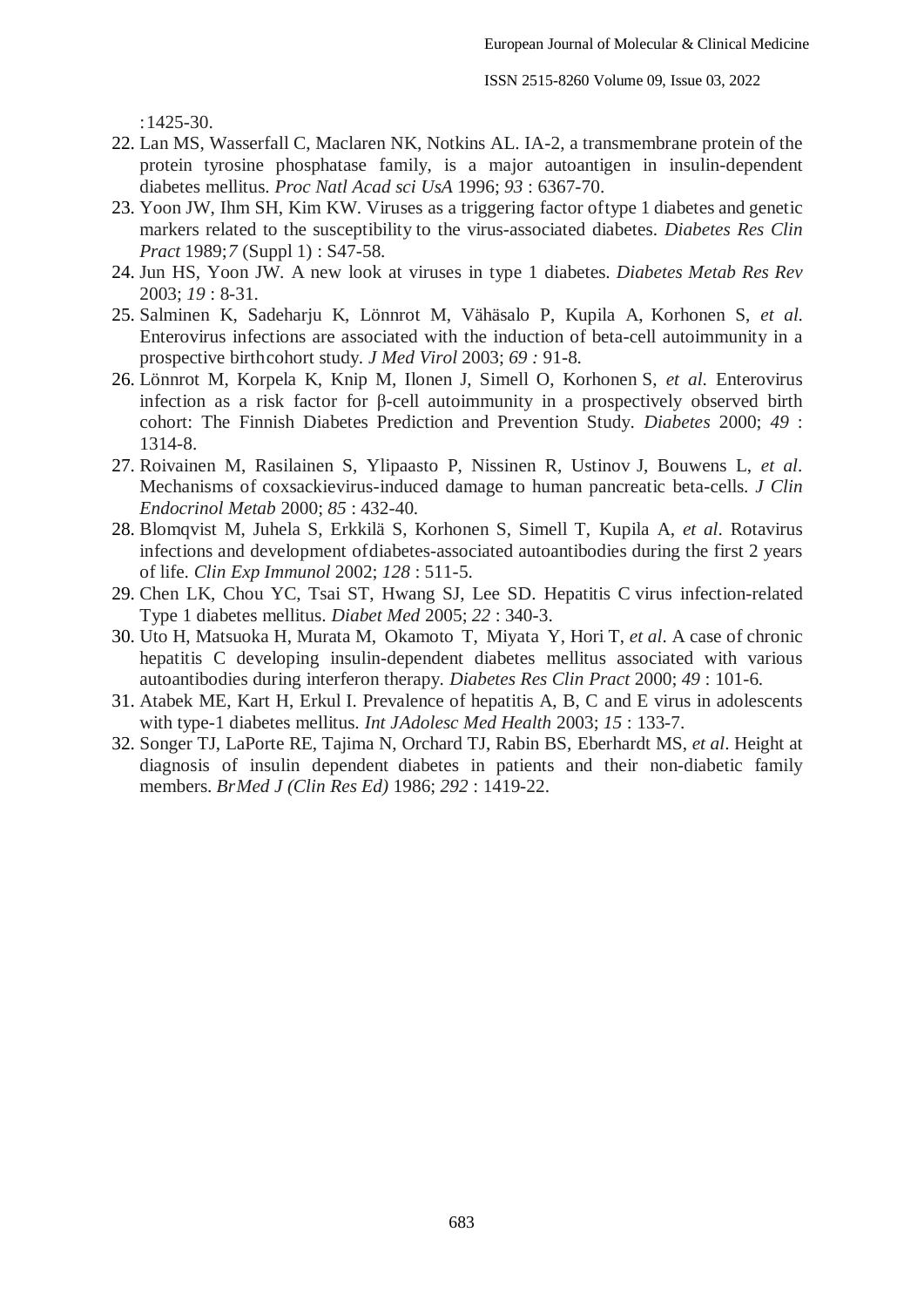:1425-30.

22. Lan MS, Wasserfall C, Maclaren NK, Notkins AL. IA-2, a transmembrane protein of the protein tyrosine phosphatase family, is a major autoantigen in insulin-dependent diabetes mellitus. *Proc Natl Acad sci UsA* 1996; *93* : 6367-70.
23. Yoon JW, Ihm SH, Kim KW. Viruses as a triggering factor oftype 1 diabetes and genetic markers related to the susceptibility to the virus-associated diabetes. *Diabetes Res Clin Pract* 1989;*7* (Suppl 1) : S47-58.
24. Jun HS, Yoon JW. A new look at viruses in type 1 diabetes. *Diabetes Metab Res Rev* 2003; *19* : 8-31.
25. Salminen K, Sadeharju K, Lönnrot M, Vähäsalo P, Kupila A, Korhonen S, *et al.* Enterovirus infections are associated with the induction of beta-cell autoimmunity in a prospective birthcohort study. *J Med Virol* 2003; *69 :* 91-8.
26. Lönnrot M, Korpela K, Knip M, Ilonen J, Simell O, Korhonen S, *et al.* Enterovirus infection as a risk factor for β-cell autoimmunity in a prospectively observed birth cohort: The Finnish Diabetes Prediction and Prevention Study. *Diabetes* 2000; *49* : 1314-8.
27. Roivainen M, Rasilainen S, Ylipaasto P, Nissinen R, Ustinov J, Bouwens L, *et al.* Mechanisms of coxsackievirus-induced damage to human pancreatic beta-cells. *J Clin Endocrinol Metab* 2000; *85* : 432-40.
28. Blomqvist M, Juhela S, Erkkilä S, Korhonen S, Simell T, Kupila A, *et al*. Rotavirus infections and development ofdiabetes-associated autoantibodies during the first 2 years of life. *Clin Exp Immunol* 2002; *128* : 511-5.
29. Chen LK, Chou YC, Tsai ST, Hwang SJ, Lee SD. Hepatitis C virus infection-related Type 1 diabetes mellitus. *Diabet Med* 2005; *22* : 340-3.
30. Uto H, Matsuoka H, Murata M, Okamoto T, Miyata Y, Hori T, *et al*. A case of chronic hepatitis C developing insulin-dependent diabetes mellitus associated with various autoantibodies during interferon therapy. *Diabetes Res Clin Pract* 2000; *49* : 101-6.
31. Atabek ME, Kart H, Erkul I. Prevalence of hepatitis A, B, C and E virus in adolescents with type-1 diabetes mellitus. *Int JAdolesc Med Health* 2003; *15* : 133-7.
32. Songer TJ, LaPorte RE, Tajima N, Orchard TJ, Rabin BS, Eberhardt MS, *et al*. Height at diagnosis of insulin dependent diabetes in patients and their non-diabetic family members. *BrMed J (Clin Res Ed)* 1986; *292* : 1419-22.